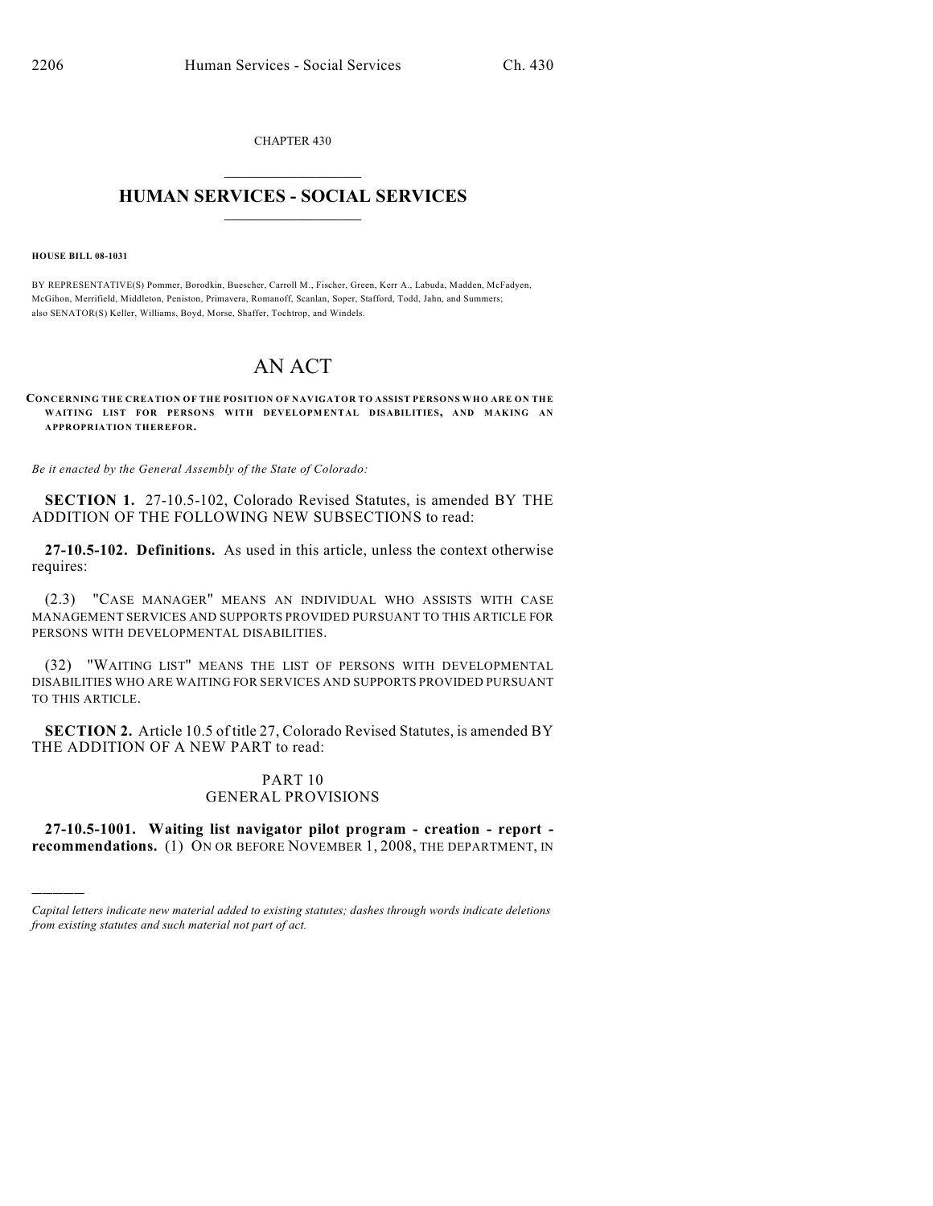CHAPTER 430

# HUMAN SERVICES - SOCIAL SERVICES

**HOUSE BILL 08-1031**

BY REPRESENTATIVE(S) Pommer, Borodkin, Buescher, Carroll M., Fischer, Green, Kerr A., Labuda, Madden, McFadyen, McGihon, Merrifield, Middleton, Peniston, Primavera, Romanoff, Scanlan, Soper, Stafford, Todd, Jahn, and Summers; also SENATOR(S) Keller, Williams, Boyd, Morse, Shaffer, Tochtrop, and Windels.

# AN ACT

**CONCERNING THE CREATION OF THE POSITION OF NAVIGATOR TO ASSIST PERSONS WHO ARE ON THE WAITING LIST FOR PERSONS WITH DEVELOPMENTAL DISABILITIES, AND MAKING AN APPROPRIATION THEREFOR.**

*Be it enacted by the General Assembly of the State of Colorado:*

**SECTION 1.** 27-10.5-102, Colorado Revised Statutes, is amended BY THE ADDITION OF THE FOLLOWING NEW SUBSECTIONS to read:

**27-10.5-102. Definitions.** As used in this article, unless the context otherwise requires:

(2.3) "CASE MANAGER" MEANS AN INDIVIDUAL WHO ASSISTS WITH CASE MANAGEMENT SERVICES AND SUPPORTS PROVIDED PURSUANT TO THIS ARTICLE FOR PERSONS WITH DEVELOPMENTAL DISABILITIES.

(32) "WAITING LIST" MEANS THE LIST OF PERSONS WITH DEVELOPMENTAL DISABILITIES WHO ARE WAITING FOR SERVICES AND SUPPORTS PROVIDED PURSUANT TO THIS ARTICLE.

**SECTION 2.** Article 10.5 of title 27, Colorado Revised Statutes, is amended BY THE ADDITION OF A NEW PART to read:

PART 10
GENERAL PROVISIONS

**27-10.5-1001. Waiting list navigator pilot program - creation - report - recommendations.** (1) ON OR BEFORE NOVEMBER 1, 2008, THE DEPARTMENT, IN

*Capital letters indicate new material added to existing statutes; dashes through words indicate deletions from existing statutes and such material not part of act.*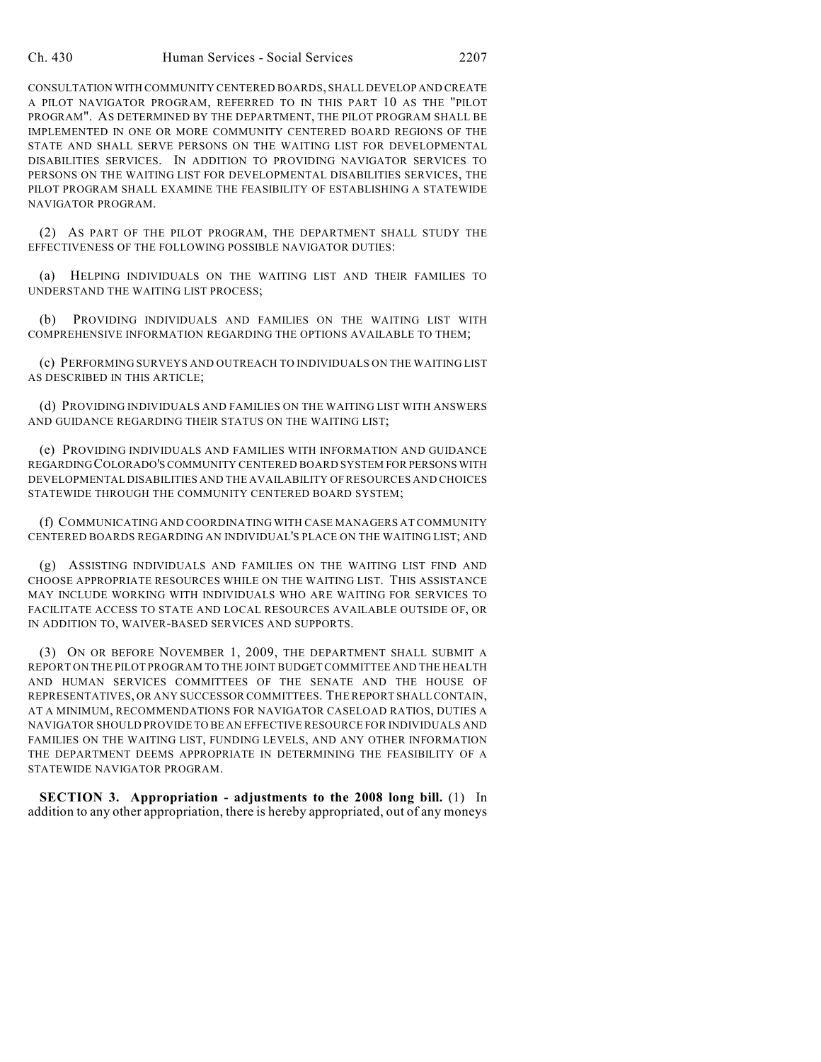CONSULTATION WITH COMMUNITY CENTERED BOARDS, SHALL DEVELOP AND CREATE A PILOT NAVIGATOR PROGRAM, REFERRED TO IN THIS PART 10 AS THE "PILOT PROGRAM". AS DETERMINED BY THE DEPARTMENT, THE PILOT PROGRAM SHALL BE IMPLEMENTED IN ONE OR MORE COMMUNITY CENTERED BOARD REGIONS OF THE STATE AND SHALL SERVE PERSONS ON THE WAITING LIST FOR DEVELOPMENTAL DISABILITIES SERVICES. IN ADDITION TO PROVIDING NAVIGATOR SERVICES TO PERSONS ON THE WAITING LIST FOR DEVELOPMENTAL DISABILITIES SERVICES, THE PILOT PROGRAM SHALL EXAMINE THE FEASIBILITY OF ESTABLISHING A STATEWIDE NAVIGATOR PROGRAM.

(2) AS PART OF THE PILOT PROGRAM, THE DEPARTMENT SHALL STUDY THE EFFECTIVENESS OF THE FOLLOWING POSSIBLE NAVIGATOR DUTIES:

(a) HELPING INDIVIDUALS ON THE WAITING LIST AND THEIR FAMILIES TO UNDERSTAND THE WAITING LIST PROCESS;

(b) PROVIDING INDIVIDUALS AND FAMILIES ON THE WAITING LIST WITH COMPREHENSIVE INFORMATION REGARDING THE OPTIONS AVAILABLE TO THEM;

(c) PERFORMING SURVEYS AND OUTREACH TO INDIVIDUALS ON THE WAITING LIST AS DESCRIBED IN THIS ARTICLE;

(d) PROVIDING INDIVIDUALS AND FAMILIES ON THE WAITING LIST WITH ANSWERS AND GUIDANCE REGARDING THEIR STATUS ON THE WAITING LIST;

(e) PROVIDING INDIVIDUALS AND FAMILIES WITH INFORMATION AND GUIDANCE REGARDING COLORADO'S COMMUNITY CENTERED BOARD SYSTEM FOR PERSONS WITH DEVELOPMENTAL DISABILITIES AND THE AVAILABILITY OF RESOURCES AND CHOICES STATEWIDE THROUGH THE COMMUNITY CENTERED BOARD SYSTEM;

(f) COMMUNICATING AND COORDINATING WITH CASE MANAGERS AT COMMUNITY CENTERED BOARDS REGARDING AN INDIVIDUAL'S PLACE ON THE WAITING LIST; AND

(g) ASSISTING INDIVIDUALS AND FAMILIES ON THE WAITING LIST FIND AND CHOOSE APPROPRIATE RESOURCES WHILE ON THE WAITING LIST. THIS ASSISTANCE MAY INCLUDE WORKING WITH INDIVIDUALS WHO ARE WAITING FOR SERVICES TO FACILITATE ACCESS TO STATE AND LOCAL RESOURCES AVAILABLE OUTSIDE OF, OR IN ADDITION TO, WAIVER-BASED SERVICES AND SUPPORTS.

(3) ON OR BEFORE NOVEMBER 1, 2009, THE DEPARTMENT SHALL SUBMIT A REPORT ON THE PILOT PROGRAM TO THE JOINT BUDGET COMMITTEE AND THE HEALTH AND HUMAN SERVICES COMMITTEES OF THE SENATE AND THE HOUSE OF REPRESENTATIVES, OR ANY SUCCESSOR COMMITTEES. THE REPORT SHALL CONTAIN, AT A MINIMUM, RECOMMENDATIONS FOR NAVIGATOR CASELOAD RATIOS, DUTIES A NAVIGATOR SHOULD PROVIDE TO BE AN EFFECTIVE RESOURCE FOR INDIVIDUALS AND FAMILIES ON THE WAITING LIST, FUNDING LEVELS, AND ANY OTHER INFORMATION THE DEPARTMENT DEEMS APPROPRIATE IN DETERMINING THE FEASIBILITY OF A STATEWIDE NAVIGATOR PROGRAM.

**SECTION 3. Appropriation - adjustments to the 2008 long bill.** (1) In addition to any other appropriation, there is hereby appropriated, out of any moneys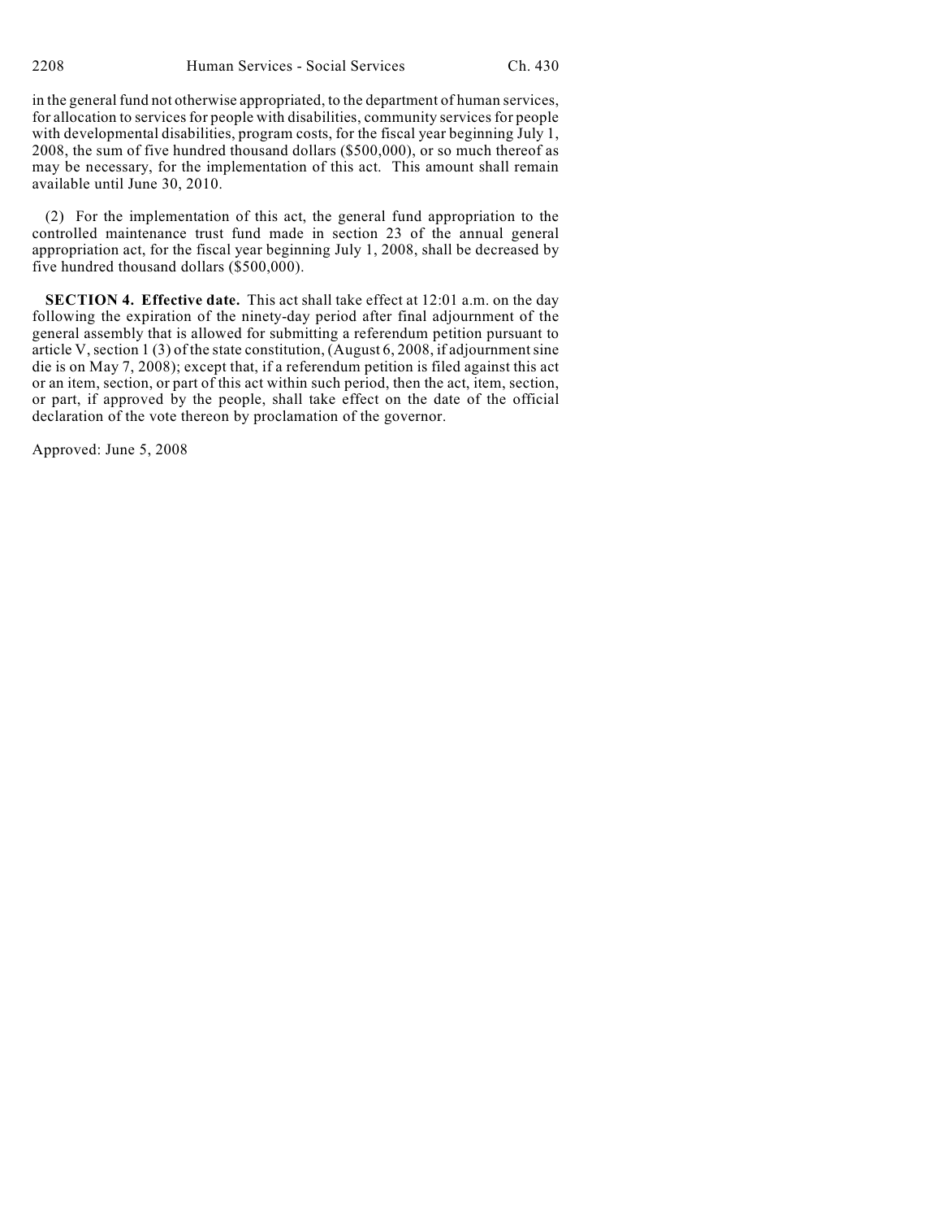in the general fund not otherwise appropriated, to the department of human services, for allocation to services for people with disabilities, community services for people with developmental disabilities, program costs, for the fiscal year beginning July 1, 2008, the sum of five hundred thousand dollars ($500,000), or so much thereof as may be necessary, for the implementation of this act. This amount shall remain available until June 30, 2010.

(2) For the implementation of this act, the general fund appropriation to the controlled maintenance trust fund made in section 23 of the annual general appropriation act, for the fiscal year beginning July 1, 2008, shall be decreased by five hundred thousand dollars ($500,000).

**SECTION 4. Effective date.** This act shall take effect at 12:01 a.m. on the day following the expiration of the ninety-day period after final adjournment of the general assembly that is allowed for submitting a referendum petition pursuant to article V, section 1 (3) of the state constitution, (August 6, 2008, if adjournment sine die is on May 7, 2008); except that, if a referendum petition is filed against this act or an item, section, or part of this act within such period, then the act, item, section, or part, if approved by the people, shall take effect on the date of the official declaration of the vote thereon by proclamation of the governor.

Approved: June 5, 2008